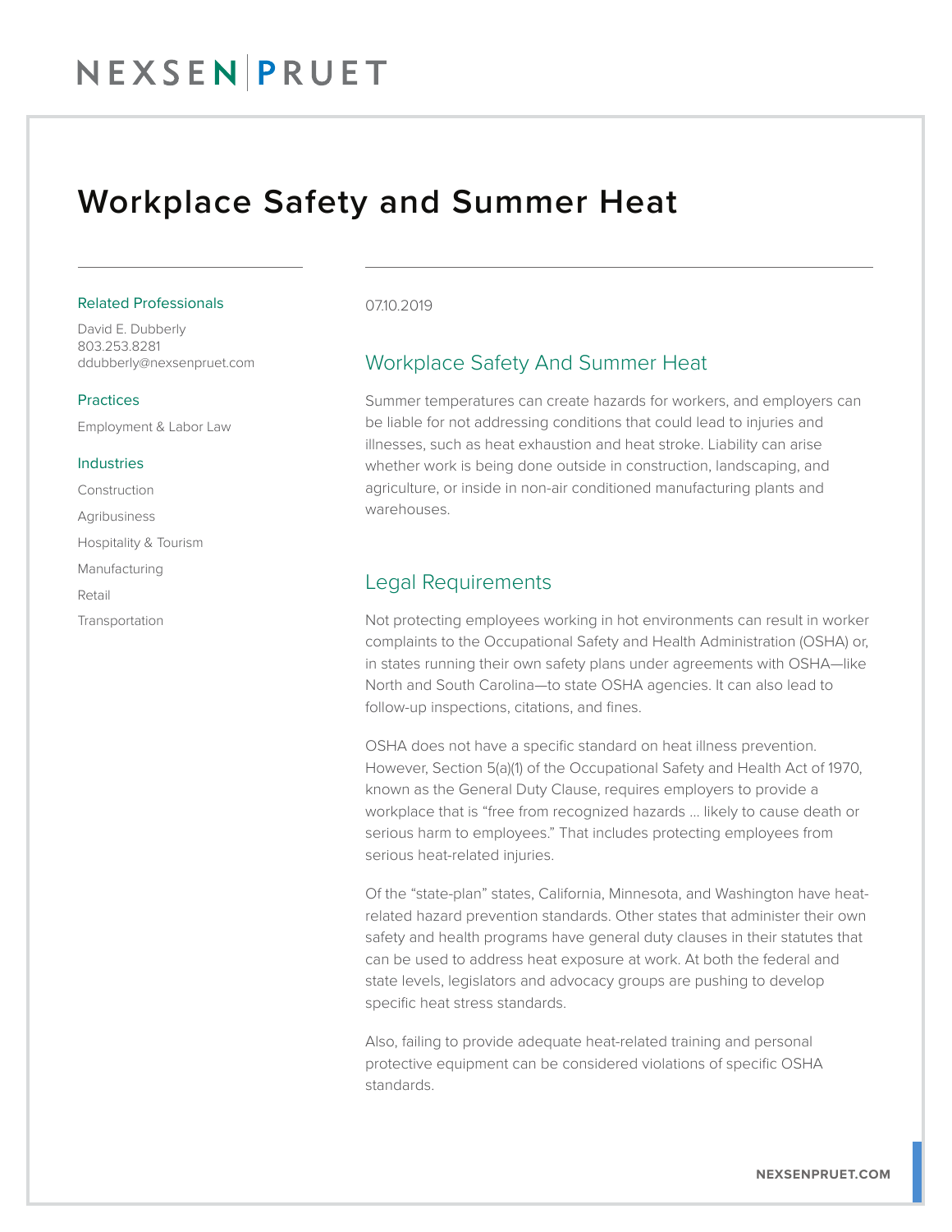# Workplace Safety and Summer Heat

Related Professionals

David E. Dubberly
803.253.8281
ddubberly@nexsenpruet.com

Practices

Employment & Labor Law

Industries

Construction

Agribusiness

Hospitality & Tourism

Manufacturing

Retail

Transportation

07.10.2019

## Workplace Safety And Summer Heat

Summer temperatures can create hazards for workers, and employers can be liable for not addressing conditions that could lead to injuries and illnesses, such as heat exhaustion and heat stroke. Liability can arise whether work is being done outside in construction, landscaping, and agriculture, or inside in non-air conditioned manufacturing plants and warehouses.

## Legal Requirements

Not protecting employees working in hot environments can result in worker complaints to the Occupational Safety and Health Administration (OSHA) or, in states running their own safety plans under agreements with OSHA—like North and South Carolina—to state OSHA agencies. It can also lead to follow-up inspections, citations, and fines.

OSHA does not have a specific standard on heat illness prevention. However, Section 5(a)(1) of the Occupational Safety and Health Act of 1970, known as the General Duty Clause, requires employers to provide a workplace that is "free from recognized hazards … likely to cause death or serious harm to employees." That includes protecting employees from serious heat-related injuries.

Of the "state-plan" states, California, Minnesota, and Washington have heat-related hazard prevention standards. Other states that administer their own safety and health programs have general duty clauses in their statutes that can be used to address heat exposure at work. At both the federal and state levels, legislators and advocacy groups are pushing to develop specific heat stress standards.

Also, failing to provide adequate heat-related training and personal protective equipment can be considered violations of specific OSHA standards.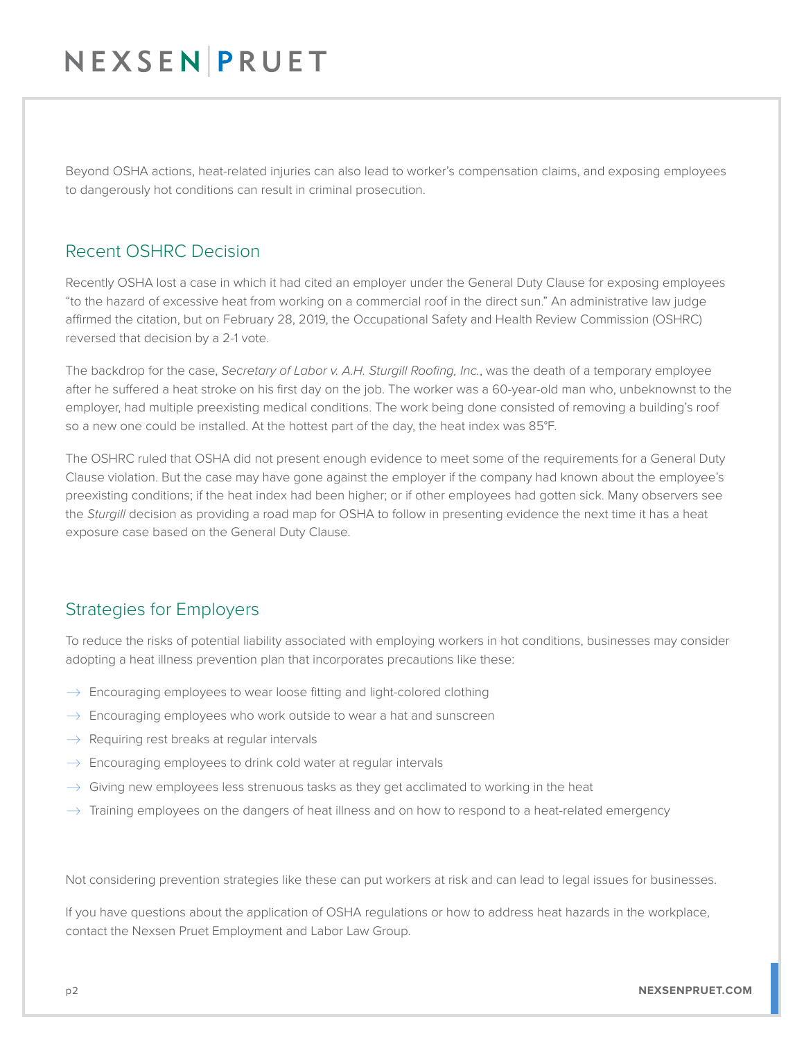Beyond OSHA actions, heat-related injuries can also lead to worker's compensation claims, and exposing employees to dangerously hot conditions can result in criminal prosecution.

## Recent OSHRC Decision

Recently OSHA lost a case in which it had cited an employer under the General Duty Clause for exposing employees "to the hazard of excessive heat from working on a commercial roof in the direct sun." An administrative law judge affirmed the citation, but on February 28, 2019, the Occupational Safety and Health Review Commission (OSHRC) reversed that decision by a 2-1 vote.

The backdrop for the case, *Secretary of Labor v. A.H. Sturgill Roofing, Inc.*, was the death of a temporary employee after he suffered a heat stroke on his first day on the job. The worker was a 60-year-old man who, unbeknownst to the employer, had multiple preexisting medical conditions. The work being done consisted of removing a building's roof so a new one could be installed. At the hottest part of the day, the heat index was 85°F.

The OSHRC ruled that OSHA did not present enough evidence to meet some of the requirements for a General Duty Clause violation. But the case may have gone against the employer if the company had known about the employee's preexisting conditions; if the heat index had been higher; or if other employees had gotten sick. Many observers see the *Sturgill* decision as providing a road map for OSHA to follow in presenting evidence the next time it has a heat exposure case based on the General Duty Clause.

## Strategies for Employers

To reduce the risks of potential liability associated with employing workers in hot conditions, businesses may consider adopting a heat illness prevention plan that incorporates precautions like these:

- Encouraging employees to wear loose fitting and light-colored clothing
- Encouraging employees who work outside to wear a hat and sunscreen
- Requiring rest breaks at regular intervals
- Encouraging employees to drink cold water at regular intervals
- Giving new employees less strenuous tasks as they get acclimated to working in the heat
- Training employees on the dangers of heat illness and on how to respond to a heat-related emergency

Not considering prevention strategies like these can put workers at risk and can lead to legal issues for businesses.

If you have questions about the application of OSHA regulations or how to address heat hazards in the workplace, contact the Nexsen Pruet Employment and Labor Law Group.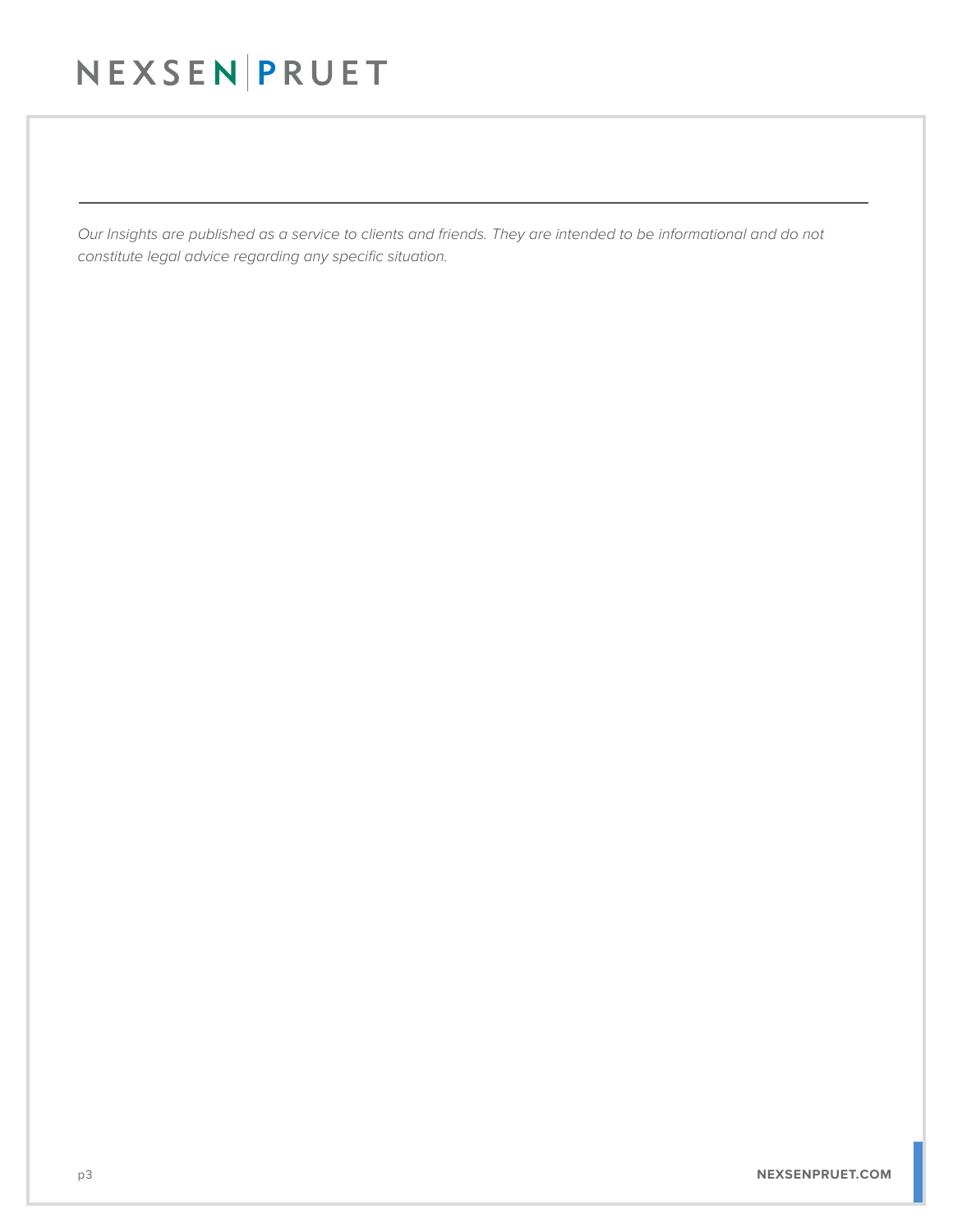---

*Our Insights are published as a service to clients and friends. They are intended to be informational and do not constitute legal advice regarding any specific situation.*